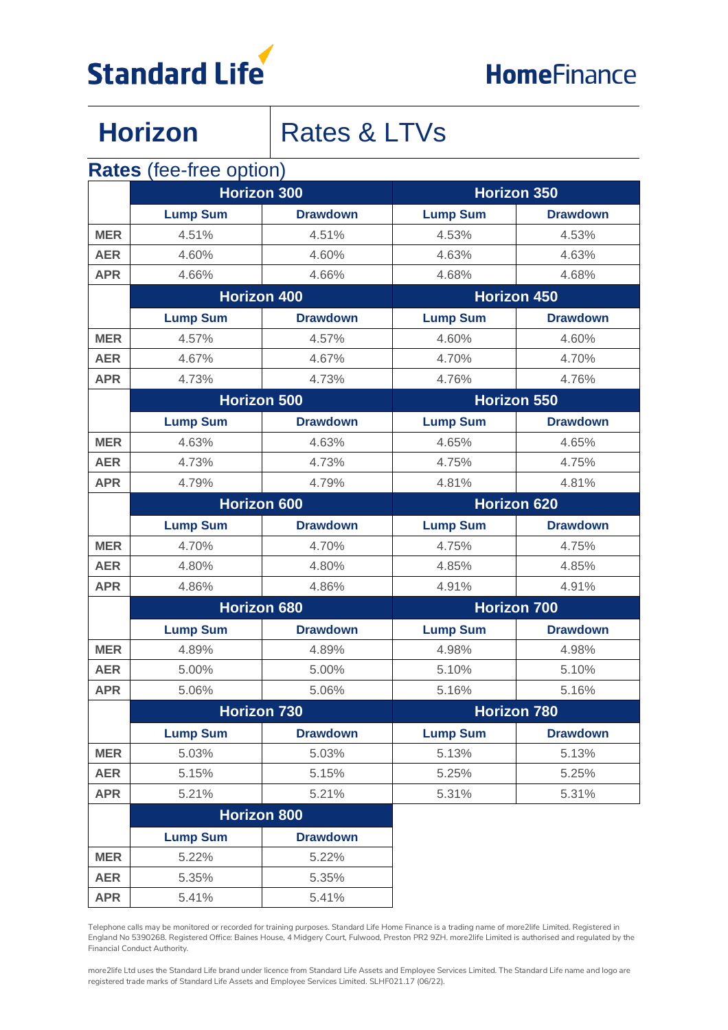Standard Life

HomeFinance

# Horizon | Rates & LTVs

## Rates (fee-free option)

| | Horizon 300 | | Horizon 350 | |
|---|---|---|---|---|
| | **Lump Sum** | **Drawdown** | **Lump Sum** | **Drawdown** |
| **MER** | 4.51% | 4.51% | 4.53% | 4.53% |
| **AER** | 4.60% | 4.60% | 4.63% | 4.63% |
| **APR** | 4.66% | 4.66% | 4.68% | 4.68% |
| | **Horizon 400** | | **Horizon 450** | |
| | **Lump Sum** | **Drawdown** | **Lump Sum** | **Drawdown** |
| **MER** | 4.57% | 4.57% | 4.60% | 4.60% |
| **AER** | 4.67% | 4.67% | 4.70% | 4.70% |
| **APR** | 4.73% | 4.73% | 4.76% | 4.76% |
| | **Horizon 500** | | **Horizon 550** | |
| | **Lump Sum** | **Drawdown** | **Lump Sum** | **Drawdown** |
| **MER** | 4.63% | 4.63% | 4.65% | 4.65% |
| **AER** | 4.73% | 4.73% | 4.75% | 4.75% |
| **APR** | 4.79% | 4.79% | 4.81% | 4.81% |
| | **Horizon 600** | | **Horizon 620** | |
| | **Lump Sum** | **Drawdown** | **Lump Sum** | **Drawdown** |
| **MER** | 4.70% | 4.70% | 4.75% | 4.75% |
| **AER** | 4.80% | 4.80% | 4.85% | 4.85% |
| **APR** | 4.86% | 4.86% | 4.91% | 4.91% |
| | **Horizon 680** | | **Horizon 700** | |
| | **Lump Sum** | **Drawdown** | **Lump Sum** | **Drawdown** |
| **MER** | 4.89% | 4.89% | 4.98% | 4.98% |
| **AER** | 5.00% | 5.00% | 5.10% | 5.10% |
| **APR** | 5.06% | 5.06% | 5.16% | 5.16% |
| | **Horizon 730** | | **Horizon 780** | |
| | **Lump Sum** | **Drawdown** | **Lump Sum** | **Drawdown** |
| **MER** | 5.03% | 5.03% | 5.13% | 5.13% |
| **AER** | 5.15% | 5.15% | 5.25% | 5.25% |
| **APR** | 5.21% | 5.21% | 5.31% | 5.31% |
| | **Horizon 800** | | | |
| | **Lump Sum** | **Drawdown** | | |
| **MER** | 5.22% | 5.22% | | |
| **AER** | 5.35% | 5.35% | | |
| **APR** | 5.41% | 5.41% | | |

Telephone calls may be monitored or recorded for training purposes. Standard Life Home Finance is a trading name of more2life Limited. Registered in England No 5390268. Registered Office: Baines House, 4 Midgery Court, Fulwood, Preston PR2 9ZH. more2life Limited is authorised and regulated by the Financial Conduct Authority.

more2life Ltd uses the Standard Life brand under licence from Standard Life Assets and Employee Services Limited. The Standard Life name and logo are registered trade marks of Standard Life Assets and Employee Services Limited. SLHF021.17 (06/22).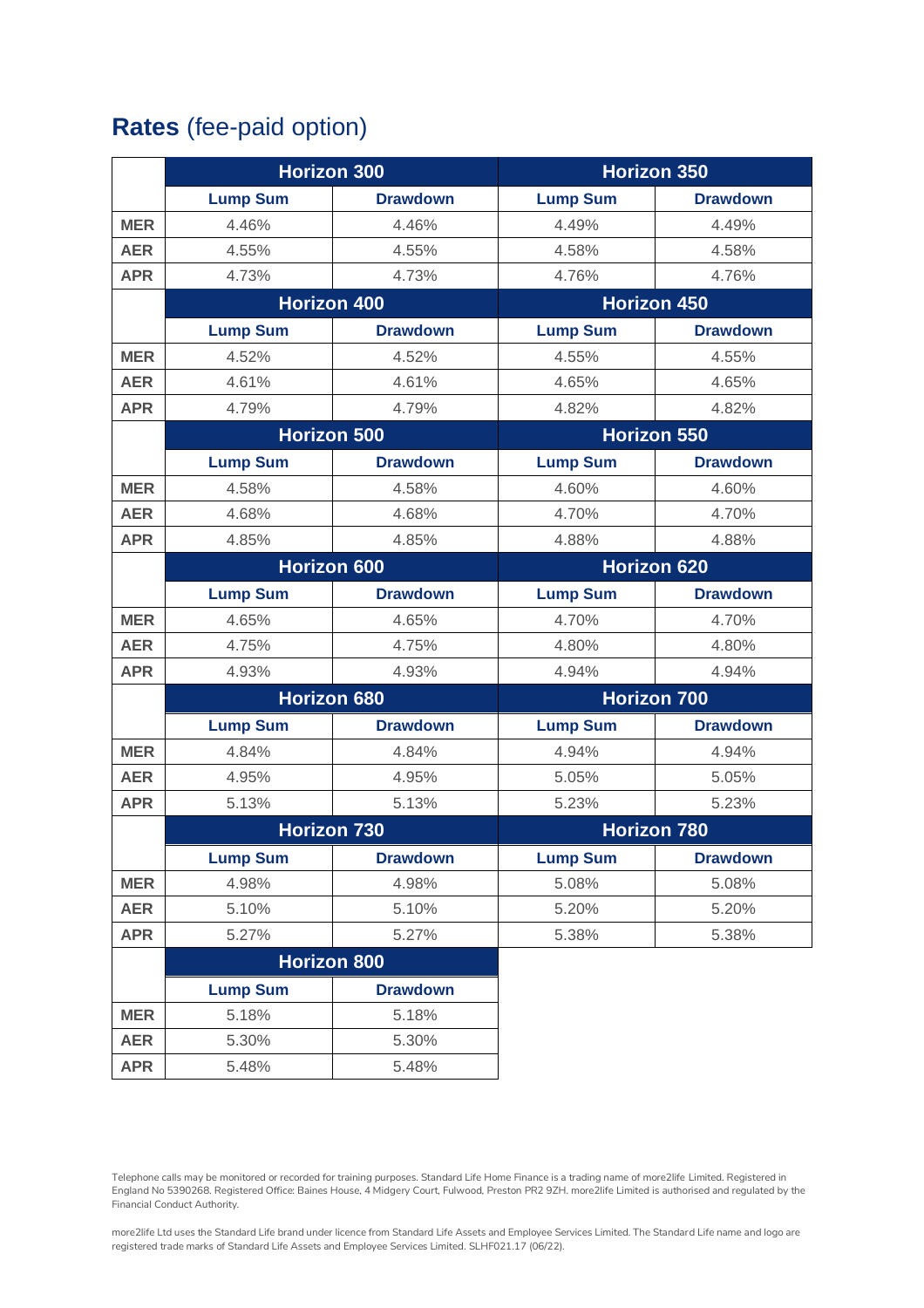## **Rates** (fee-paid option)

| | Horizon 300 | | Horizon 350 | |
|---|---|---|---|---|
| | **Lump Sum** | **Drawdown** | **Lump Sum** | **Drawdown** |
| **MER** | 4.46% | 4.46% | 4.49% | 4.49% |
| **AER** | 4.55% | 4.55% | 4.58% | 4.58% |
| **APR** | 4.73% | 4.73% | 4.76% | 4.76% |
| | **Horizon 400** | | **Horizon 450** | |
| | **Lump Sum** | **Drawdown** | **Lump Sum** | **Drawdown** |
| **MER** | 4.52% | 4.52% | 4.55% | 4.55% |
| **AER** | 4.61% | 4.61% | 4.65% | 4.65% |
| **APR** | 4.79% | 4.79% | 4.82% | 4.82% |
| | **Horizon 500** | | **Horizon 550** | |
| | **Lump Sum** | **Drawdown** | **Lump Sum** | **Drawdown** |
| **MER** | 4.58% | 4.58% | 4.60% | 4.60% |
| **AER** | 4.68% | 4.68% | 4.70% | 4.70% |
| **APR** | 4.85% | 4.85% | 4.88% | 4.88% |
| | **Horizon 600** | | **Horizon 620** | |
| | **Lump Sum** | **Drawdown** | **Lump Sum** | **Drawdown** |
| **MER** | 4.65% | 4.65% | 4.70% | 4.70% |
| **AER** | 4.75% | 4.75% | 4.80% | 4.80% |
| **APR** | 4.93% | 4.93% | 4.94% | 4.94% |
| | **Horizon 680** | | **Horizon 700** | |
| | **Lump Sum** | **Drawdown** | **Lump Sum** | **Drawdown** |
| **MER** | 4.84% | 4.84% | 4.94% | 4.94% |
| **AER** | 4.95% | 4.95% | 5.05% | 5.05% |
| **APR** | 5.13% | 5.13% | 5.23% | 5.23% |
| | **Horizon 730** | | **Horizon 780** | |
| | **Lump Sum** | **Drawdown** | **Lump Sum** | **Drawdown** |
| **MER** | 4.98% | 4.98% | 5.08% | 5.08% |
| **AER** | 5.10% | 5.10% | 5.20% | 5.20% |
| **APR** | 5.27% | 5.27% | 5.38% | 5.38% |
| | **Horizon 800** | | | |
| | **Lump Sum** | **Drawdown** | | |
| **MER** | 5.18% | 5.18% | | |
| **AER** | 5.30% | 5.30% | | |
| **APR** | 5.48% | 5.48% | | |

Telephone calls may be monitored or recorded for training purposes. Standard Life Home Finance is a trading name of more2life Limited. Registered in England No 5390268. Registered Office: Baines House, 4 Midgery Court, Fulwood, Preston PR2 9ZH. more2life Limited is authorised and regulated by the Financial Conduct Authority.

more2life Ltd uses the Standard Life brand under licence from Standard Life Assets and Employee Services Limited. The Standard Life name and logo are registered trade marks of Standard Life Assets and Employee Services Limited. SLHF021.17 (06/22).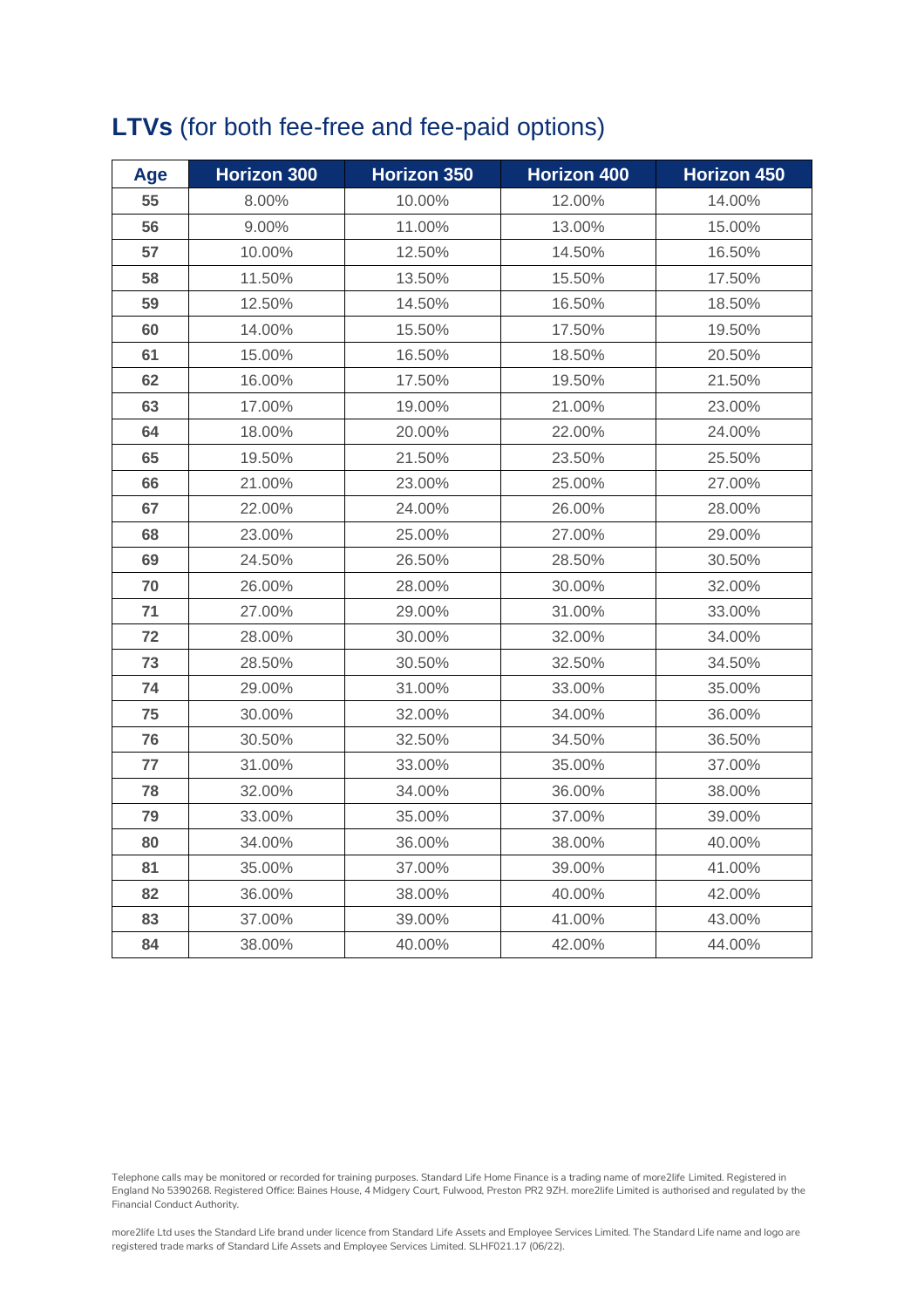## **LTVs** (for both fee-free and fee-paid options)

| Age | Horizon 300 | Horizon 350 | Horizon 400 | Horizon 450 |
|---|---|---|---|---|
| **55** | 8.00% | 10.00% | 12.00% | 14.00% |
| **56** | 9.00% | 11.00% | 13.00% | 15.00% |
| **57** | 10.00% | 12.50% | 14.50% | 16.50% |
| **58** | 11.50% | 13.50% | 15.50% | 17.50% |
| **59** | 12.50% | 14.50% | 16.50% | 18.50% |
| **60** | 14.00% | 15.50% | 17.50% | 19.50% |
| **61** | 15.00% | 16.50% | 18.50% | 20.50% |
| **62** | 16.00% | 17.50% | 19.50% | 21.50% |
| **63** | 17.00% | 19.00% | 21.00% | 23.00% |
| **64** | 18.00% | 20.00% | 22.00% | 24.00% |
| **65** | 19.50% | 21.50% | 23.50% | 25.50% |
| **66** | 21.00% | 23.00% | 25.00% | 27.00% |
| **67** | 22.00% | 24.00% | 26.00% | 28.00% |
| **68** | 23.00% | 25.00% | 27.00% | 29.00% |
| **69** | 24.50% | 26.50% | 28.50% | 30.50% |
| **70** | 26.00% | 28.00% | 30.00% | 32.00% |
| **71** | 27.00% | 29.00% | 31.00% | 33.00% |
| **72** | 28.00% | 30.00% | 32.00% | 34.00% |
| **73** | 28.50% | 30.50% | 32.50% | 34.50% |
| **74** | 29.00% | 31.00% | 33.00% | 35.00% |
| **75** | 30.00% | 32.00% | 34.00% | 36.00% |
| **76** | 30.50% | 32.50% | 34.50% | 36.50% |
| **77** | 31.00% | 33.00% | 35.00% | 37.00% |
| **78** | 32.00% | 34.00% | 36.00% | 38.00% |
| **79** | 33.00% | 35.00% | 37.00% | 39.00% |
| **80** | 34.00% | 36.00% | 38.00% | 40.00% |
| **81** | 35.00% | 37.00% | 39.00% | 41.00% |
| **82** | 36.00% | 38.00% | 40.00% | 42.00% |
| **83** | 37.00% | 39.00% | 41.00% | 43.00% |
| **84** | 38.00% | 40.00% | 42.00% | 44.00% |

Telephone calls may be monitored or recorded for training purposes. Standard Life Home Finance is a trading name of more2life Limited. Registered in England No 5390268. Registered Office: Baines House, 4 Midgery Court, Fulwood, Preston PR2 9ZH. more2life Limited is authorised and regulated by the Financial Conduct Authority.

more2life Ltd uses the Standard Life brand under licence from Standard Life Assets and Employee Services Limited. The Standard Life name and logo are registered trade marks of Standard Life Assets and Employee Services Limited. SLHF021.17 (06/22).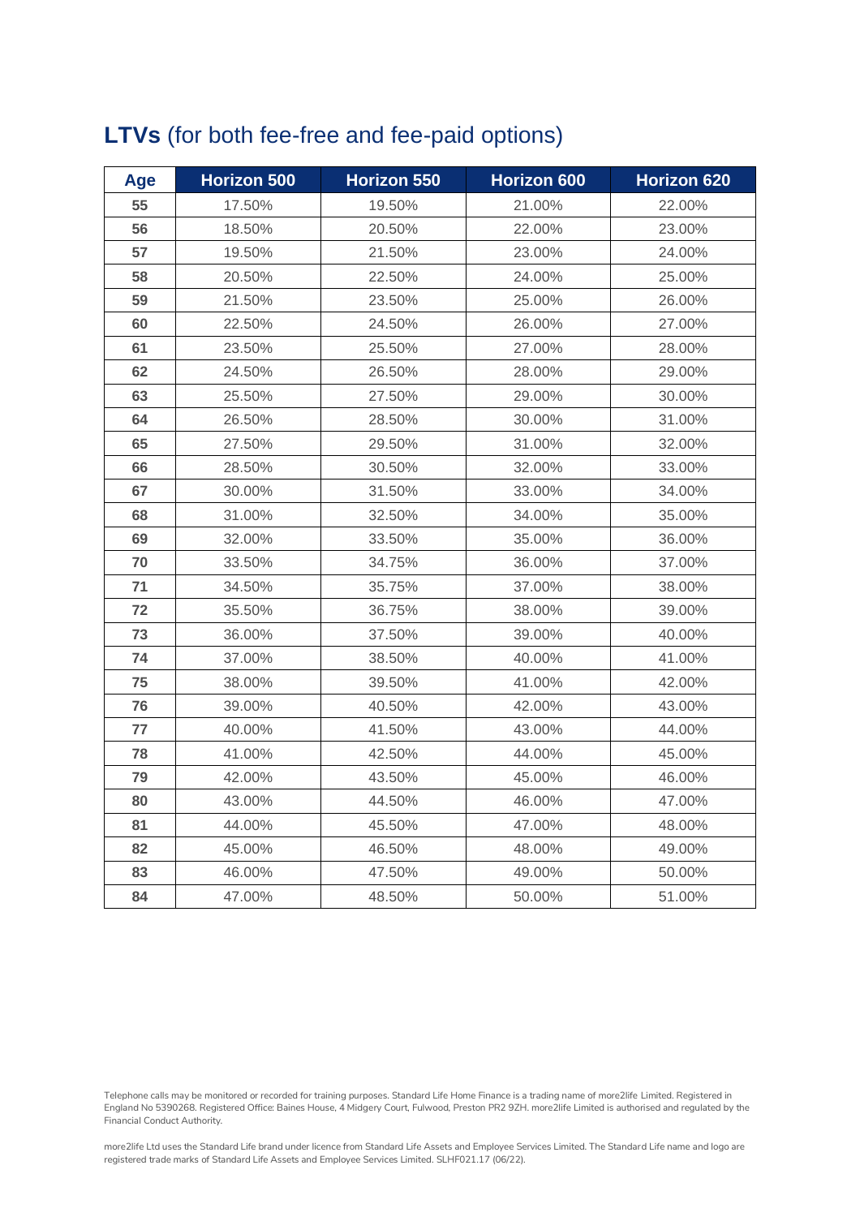## **LTVs** (for both fee-free and fee-paid options)

| Age | Horizon 500 | Horizon 550 | Horizon 600 | Horizon 620 |
|---|---|---|---|---|
| 55 | 17.50% | 19.50% | 21.00% | 22.00% |
| 56 | 18.50% | 20.50% | 22.00% | 23.00% |
| 57 | 19.50% | 21.50% | 23.00% | 24.00% |
| 58 | 20.50% | 22.50% | 24.00% | 25.00% |
| 59 | 21.50% | 23.50% | 25.00% | 26.00% |
| 60 | 22.50% | 24.50% | 26.00% | 27.00% |
| 61 | 23.50% | 25.50% | 27.00% | 28.00% |
| 62 | 24.50% | 26.50% | 28.00% | 29.00% |
| 63 | 25.50% | 27.50% | 29.00% | 30.00% |
| 64 | 26.50% | 28.50% | 30.00% | 31.00% |
| 65 | 27.50% | 29.50% | 31.00% | 32.00% |
| 66 | 28.50% | 30.50% | 32.00% | 33.00% |
| 67 | 30.00% | 31.50% | 33.00% | 34.00% |
| 68 | 31.00% | 32.50% | 34.00% | 35.00% |
| 69 | 32.00% | 33.50% | 35.00% | 36.00% |
| 70 | 33.50% | 34.75% | 36.00% | 37.00% |
| 71 | 34.50% | 35.75% | 37.00% | 38.00% |
| 72 | 35.50% | 36.75% | 38.00% | 39.00% |
| 73 | 36.00% | 37.50% | 39.00% | 40.00% |
| 74 | 37.00% | 38.50% | 40.00% | 41.00% |
| 75 | 38.00% | 39.50% | 41.00% | 42.00% |
| 76 | 39.00% | 40.50% | 42.00% | 43.00% |
| 77 | 40.00% | 41.50% | 43.00% | 44.00% |
| 78 | 41.00% | 42.50% | 44.00% | 45.00% |
| 79 | 42.00% | 43.50% | 45.00% | 46.00% |
| 80 | 43.00% | 44.50% | 46.00% | 47.00% |
| 81 | 44.00% | 45.50% | 47.00% | 48.00% |
| 82 | 45.00% | 46.50% | 48.00% | 49.00% |
| 83 | 46.00% | 47.50% | 49.00% | 50.00% |
| 84 | 47.00% | 48.50% | 50.00% | 51.00% |

Telephone calls may be monitored or recorded for training purposes. Standard Life Home Finance is a trading name of more2life Limited. Registered in England No 5390268. Registered Office: Baines House, 4 Midgery Court, Fulwood, Preston PR2 9ZH. more2life Limited is authorised and regulated by the Financial Conduct Authority.

more2life Ltd uses the Standard Life brand under licence from Standard Life Assets and Employee Services Limited. The Standard Life name and logo are registered trade marks of Standard Life Assets and Employee Services Limited. SLHF021.17 (06/22).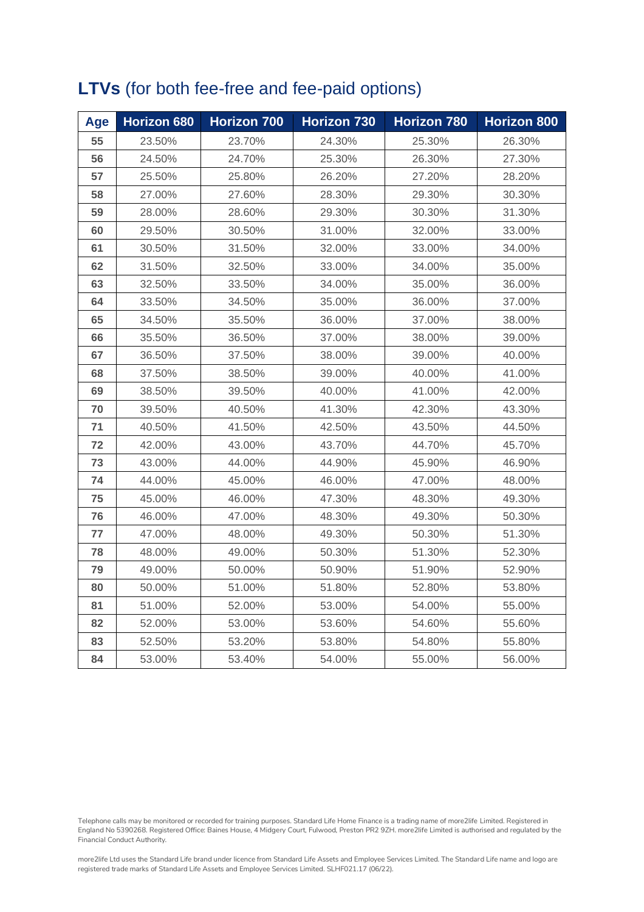## **LTVs** (for both fee-free and fee-paid options)

| Age | Horizon 680 | Horizon 700 | Horizon 730 | Horizon 780 | Horizon 800 |
|---|---|---|---|---|---|
| 55 | 23.50% | 23.70% | 24.30% | 25.30% | 26.30% |
| 56 | 24.50% | 24.70% | 25.30% | 26.30% | 27.30% |
| 57 | 25.50% | 25.80% | 26.20% | 27.20% | 28.20% |
| 58 | 27.00% | 27.60% | 28.30% | 29.30% | 30.30% |
| 59 | 28.00% | 28.60% | 29.30% | 30.30% | 31.30% |
| 60 | 29.50% | 30.50% | 31.00% | 32.00% | 33.00% |
| 61 | 30.50% | 31.50% | 32.00% | 33.00% | 34.00% |
| 62 | 31.50% | 32.50% | 33.00% | 34.00% | 35.00% |
| 63 | 32.50% | 33.50% | 34.00% | 35.00% | 36.00% |
| 64 | 33.50% | 34.50% | 35.00% | 36.00% | 37.00% |
| 65 | 34.50% | 35.50% | 36.00% | 37.00% | 38.00% |
| 66 | 35.50% | 36.50% | 37.00% | 38.00% | 39.00% |
| 67 | 36.50% | 37.50% | 38.00% | 39.00% | 40.00% |
| 68 | 37.50% | 38.50% | 39.00% | 40.00% | 41.00% |
| 69 | 38.50% | 39.50% | 40.00% | 41.00% | 42.00% |
| 70 | 39.50% | 40.50% | 41.30% | 42.30% | 43.30% |
| 71 | 40.50% | 41.50% | 42.50% | 43.50% | 44.50% |
| 72 | 42.00% | 43.00% | 43.70% | 44.70% | 45.70% |
| 73 | 43.00% | 44.00% | 44.90% | 45.90% | 46.90% |
| 74 | 44.00% | 45.00% | 46.00% | 47.00% | 48.00% |
| 75 | 45.00% | 46.00% | 47.30% | 48.30% | 49.30% |
| 76 | 46.00% | 47.00% | 48.30% | 49.30% | 50.30% |
| 77 | 47.00% | 48.00% | 49.30% | 50.30% | 51.30% |
| 78 | 48.00% | 49.00% | 50.30% | 51.30% | 52.30% |
| 79 | 49.00% | 50.00% | 50.90% | 51.90% | 52.90% |
| 80 | 50.00% | 51.00% | 51.80% | 52.80% | 53.80% |
| 81 | 51.00% | 52.00% | 53.00% | 54.00% | 55.00% |
| 82 | 52.00% | 53.00% | 53.60% | 54.60% | 55.60% |
| 83 | 52.50% | 53.20% | 53.80% | 54.80% | 55.80% |
| 84 | 53.00% | 53.40% | 54.00% | 55.00% | 56.00% |

Telephone calls may be monitored or recorded for training purposes. Standard Life Home Finance is a trading name of more2life Limited. Registered in England No 5390268. Registered Office: Baines House, 4 Midgery Court, Fulwood, Preston PR2 9ZH. more2life Limited is authorised and regulated by the Financial Conduct Authority.

more2life Ltd uses the Standard Life brand under licence from Standard Life Assets and Employee Services Limited. The Standard Life name and logo are registered trade marks of Standard Life Assets and Employee Services Limited. SLHF021.17 (06/22).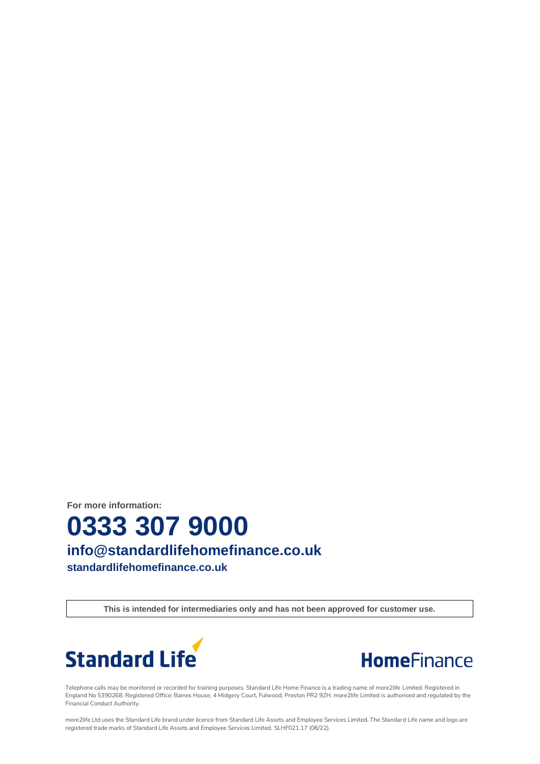**For more information:**

# 0333 307 9000

**info@standardlifehomefinance.co.uk**

**standardlifehomefinance.co.uk**

**This is intended for intermediaries only and has not been approved for customer use.**

Standard Life

**Home**Finance

Telephone calls may be monitored or recorded for training purposes. Standard Life Home Finance is a trading name of more2life Limited. Registered in England No 5390268. Registered Office: Baines House, 4 Midgery Court, Fulwood, Preston PR2 9ZH. more2life Limited is authorised and regulated by the Financial Conduct Authority.

more2life Ltd uses the Standard Life brand under licence from Standard Life Assets and Employee Services Limited. The Standard Life name and logo are registered trade marks of Standard Life Assets and Employee Services Limited. SLHF021.17 (06/22).